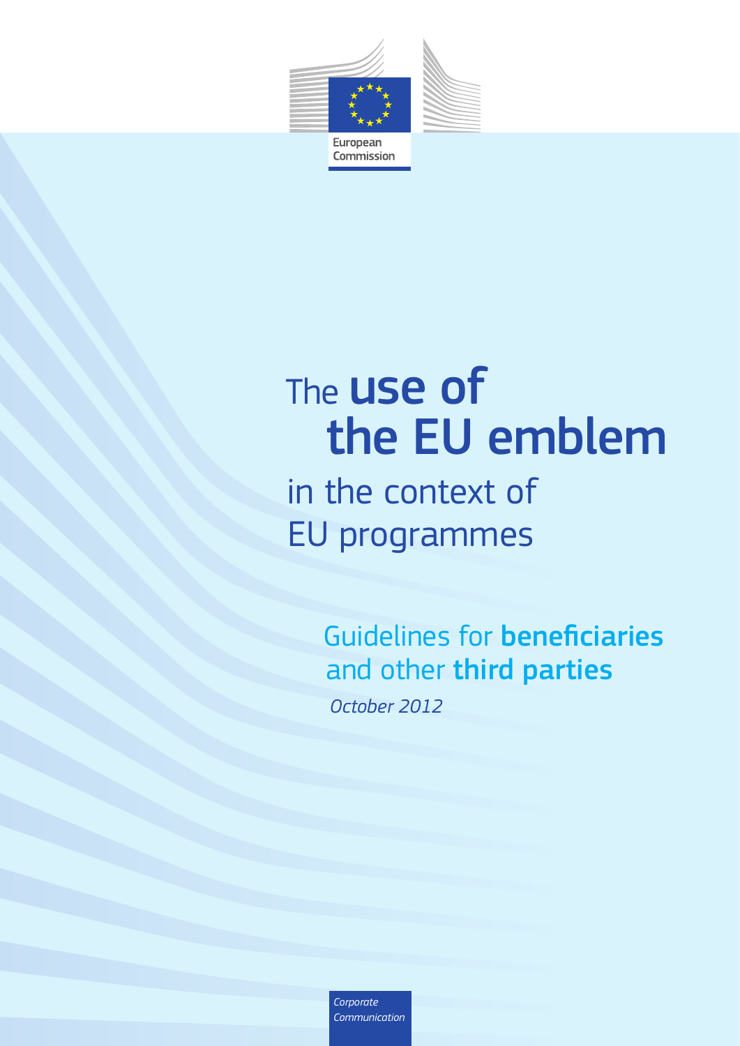European Commission

# The **use of the EU emblem** in the context of EU programmes

## Guidelines for **beneficiaries** and other **third parties**

*October 2012*

*Corporate Communication*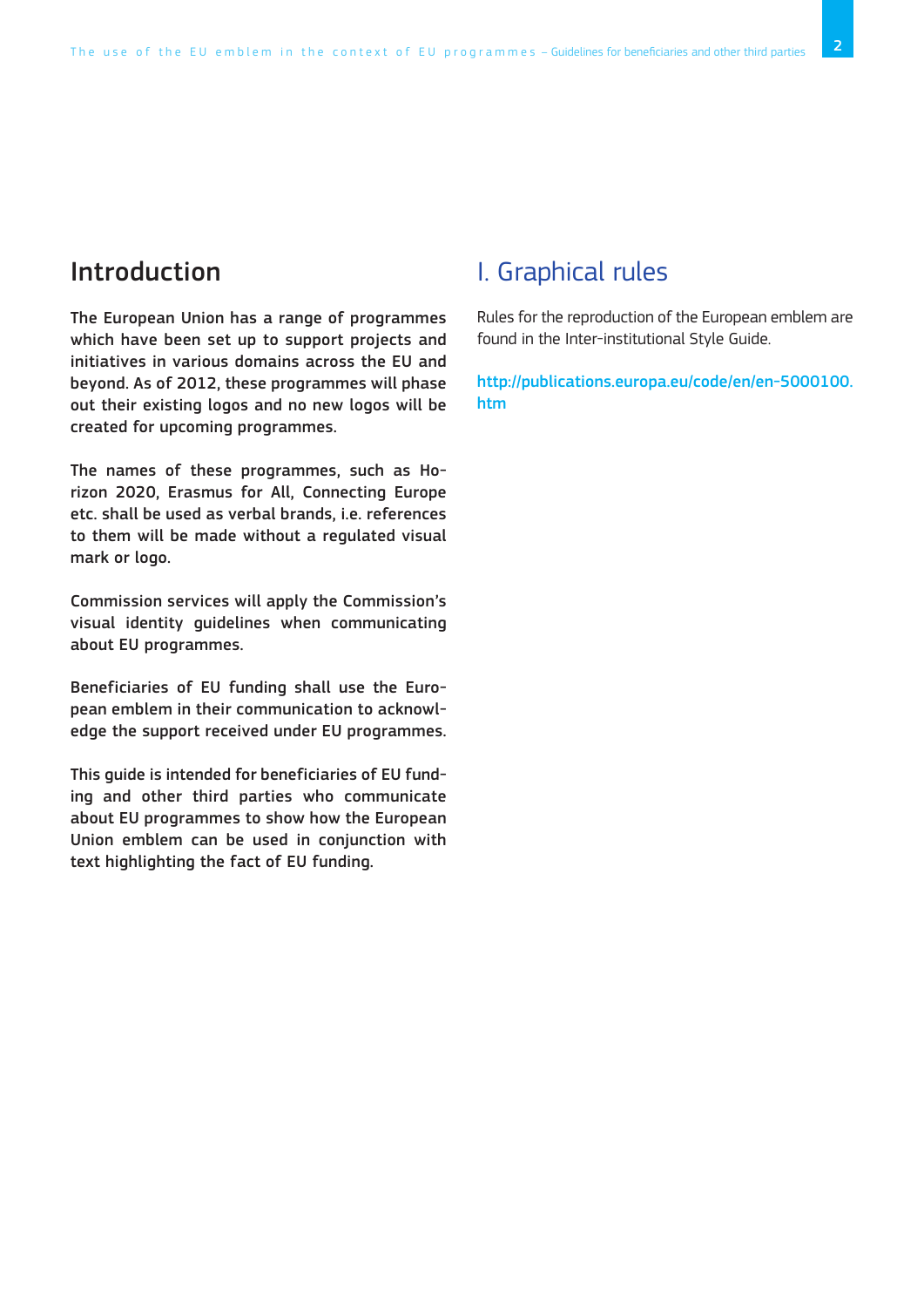## Introduction

The European Union has a range of programmes which have been set up to support projects and initiatives in various domains across the EU and beyond. As of 2012, these programmes will phase out their existing logos and no new logos will be created for upcoming programmes.

The names of these programmes, such as Horizon 2020, Erasmus for All, Connecting Europe etc. shall be used as verbal brands, i.e. references to them will be made without a regulated visual mark or logo.

Commission services will apply the Commission's visual identity guidelines when communicating about EU programmes.

Beneficiaries of EU funding shall use the European emblem in their communication to acknowledge the support received under EU programmes.

This guide is intended for beneficiaries of EU funding and other third parties who communicate about EU programmes to show how the European Union emblem can be used in conjunction with text highlighting the fact of EU funding.

## I. Graphical rules

Rules for the reproduction of the European emblem are found in the Inter-institutional Style Guide.

http://publications.europa.eu/code/en/en-5000100.htm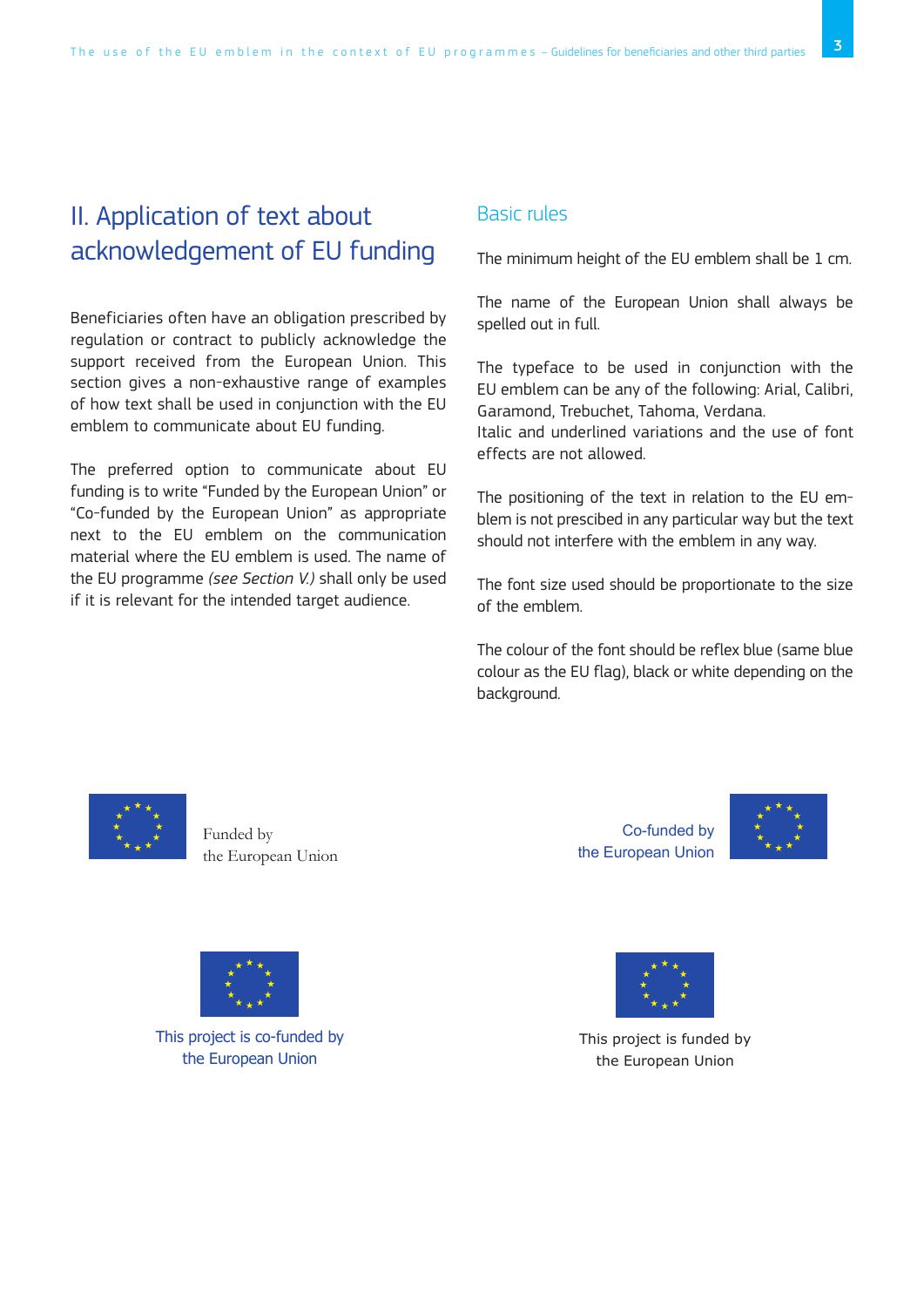## II. Application of text about acknowledgement of EU funding

Beneficiaries often have an obligation prescribed by regulation or contract to publicly acknowledge the support received from the European Union. This section gives a non-exhaustive range of examples of how text shall be used in conjunction with the EU emblem to communicate about EU funding.

The preferred option to communicate about EU funding is to write “Funded by the European Union” or “Co-funded by the European Union” as appropriate next to the EU emblem on the communication material where the EU emblem is used. The name of the EU programme *(see Section V.)* shall only be used if it is relevant for the intended target audience.

### Basic rules

The minimum height of the EU emblem shall be 1 cm.

The name of the European Union shall always be spelled out in full.

The typeface to be used in conjunction with the EU emblem can be any of the following: Arial, Calibri, Garamond, Trebuchet, Tahoma, Verdana.
Italic and underlined variations and the use of font effects are not allowed.

The positioning of the text in relation to the EU emblem is not prescibed in any particular way but the text should not interfere with the emblem in any way.

The font size used should be proportionate to the size of the emblem.

The colour of the font should be reflex blue (same blue colour as the EU flag), black or white depending on the background.

Funded by
the European Union

Co-funded by
the European Union

This project is co-funded by
the European Union

This project is funded by
the European Union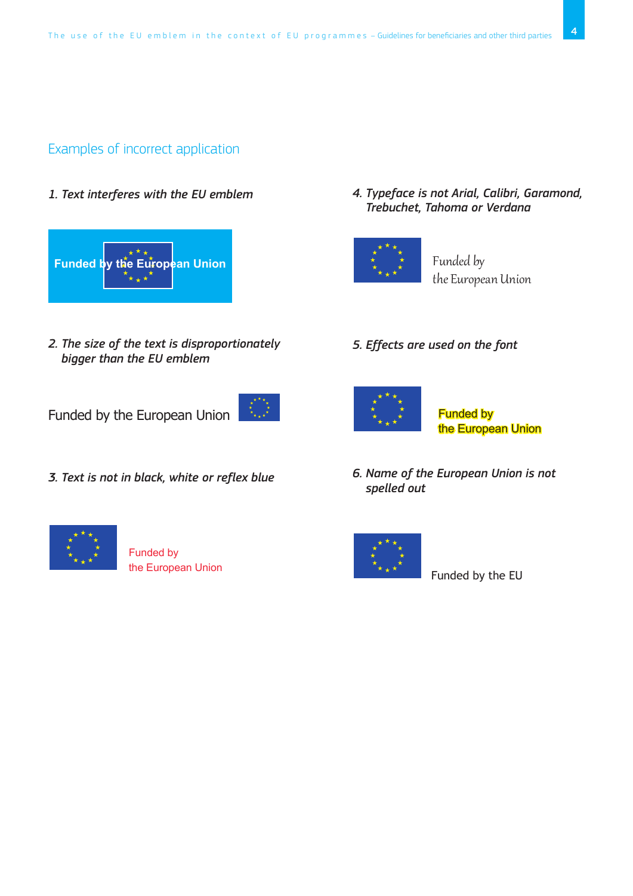## Examples of incorrect application

*1. Text interferes with the EU emblem*

Funded by the European Union

*2. The size of the text is disproportionately bigger than the EU emblem*

Funded by the European Union

*3. Text is not in black, white or reflex blue*

Funded by
the European Union

*4. Typeface is not Arial, Calibri, Garamond, Trebuchet, Tahoma or Verdana*

Funded by
the European Union

*5. Effects are used on the font*

Funded by
the European Union

*6. Name of the European Union is not spelled out*

Funded by the EU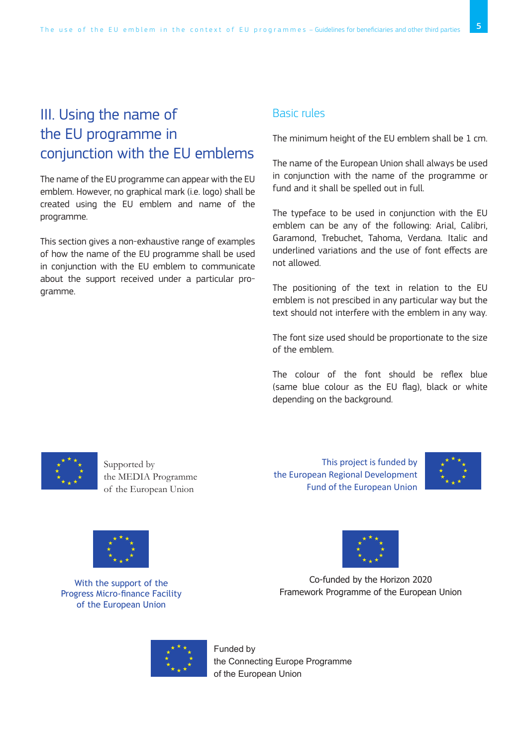# III. Using the name of the EU programme in conjunction with the EU emblems

The name of the EU programme can appear with the EU emblem. However, no graphical mark (i.e. logo) shall be created using the EU emblem and name of the programme.

This section gives a non-exhaustive range of examples of how the name of the EU programme shall be used in conjunction with the EU emblem to communicate about the support received under a particular programme.

## Basic rules

The minimum height of the EU emblem shall be 1 cm.

The name of the European Union shall always be used in conjunction with the name of the programme or fund and it shall be spelled out in full.

The typeface to be used in conjunction with the EU emblem can be any of the following: Arial, Calibri, Garamond, Trebuchet, Tahoma, Verdana. Italic and underlined variations and the use of font effects are not allowed.

The positioning of the text in relation to the EU emblem is not prescibed in any particular way but the text should not interfere with the emblem in any way.

The font size used should be proportionate to the size of the emblem.

The colour of the font should be reflex blue (same blue colour as the EU flag), black or white depending on the background.

Supported by
the MEDIA Programme
of the European Union

This project is funded by
the European Regional Development
Fund of the European Union

With the support of the
Progress Micro-finance Facility
of the European Union

Co-funded by the Horizon 2020
Framework Programme of the European Union

Funded by
the Connecting Europe Programme
of the European Union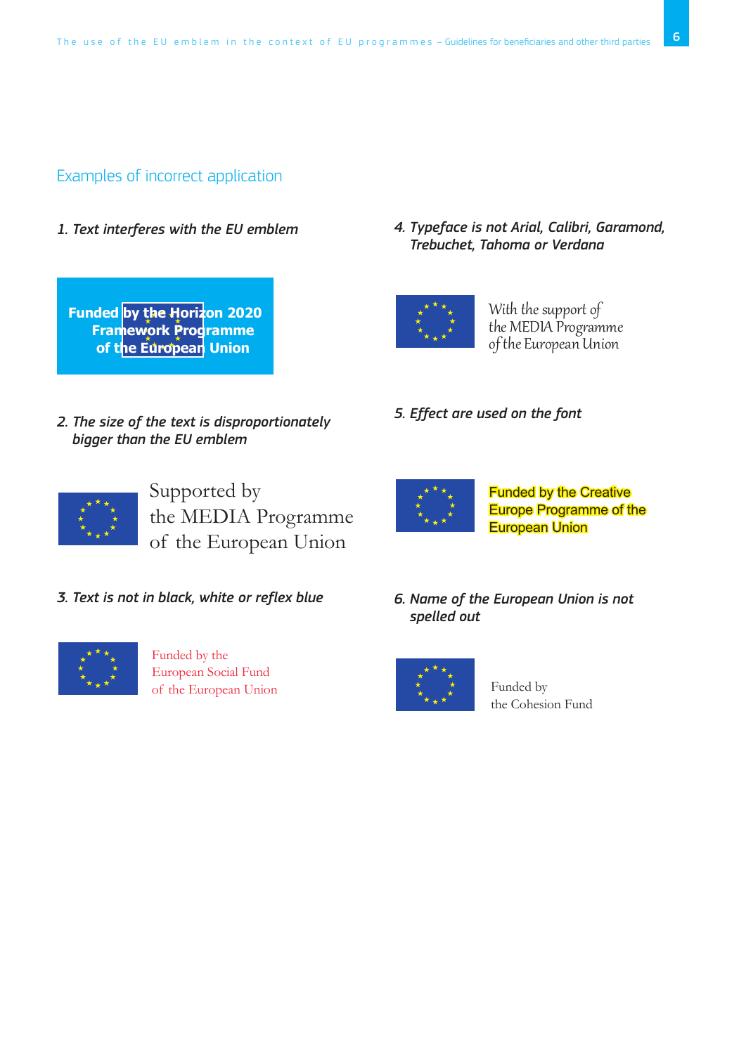## Examples of incorrect application

*1. Text interferes with the EU emblem*

Funded by the Horizon 2020 Framework Programme of the European Union

*2. The size of the text is disproportionately bigger than the EU emblem*

Supported by the MEDIA Programme of the European Union

*3. Text is not in black, white or reflex blue*

Funded by the European Social Fund of the European Union

*4. Typeface is not Arial, Calibri, Garamond, Trebuchet, Tahoma or Verdana*

With the support of the MEDIA Programme of the European Union

*5. Effect are used on the font*

Funded by the Creative Europe Programme of the European Union

*6. Name of the European Union is not spelled out*

Funded by the Cohesion Fund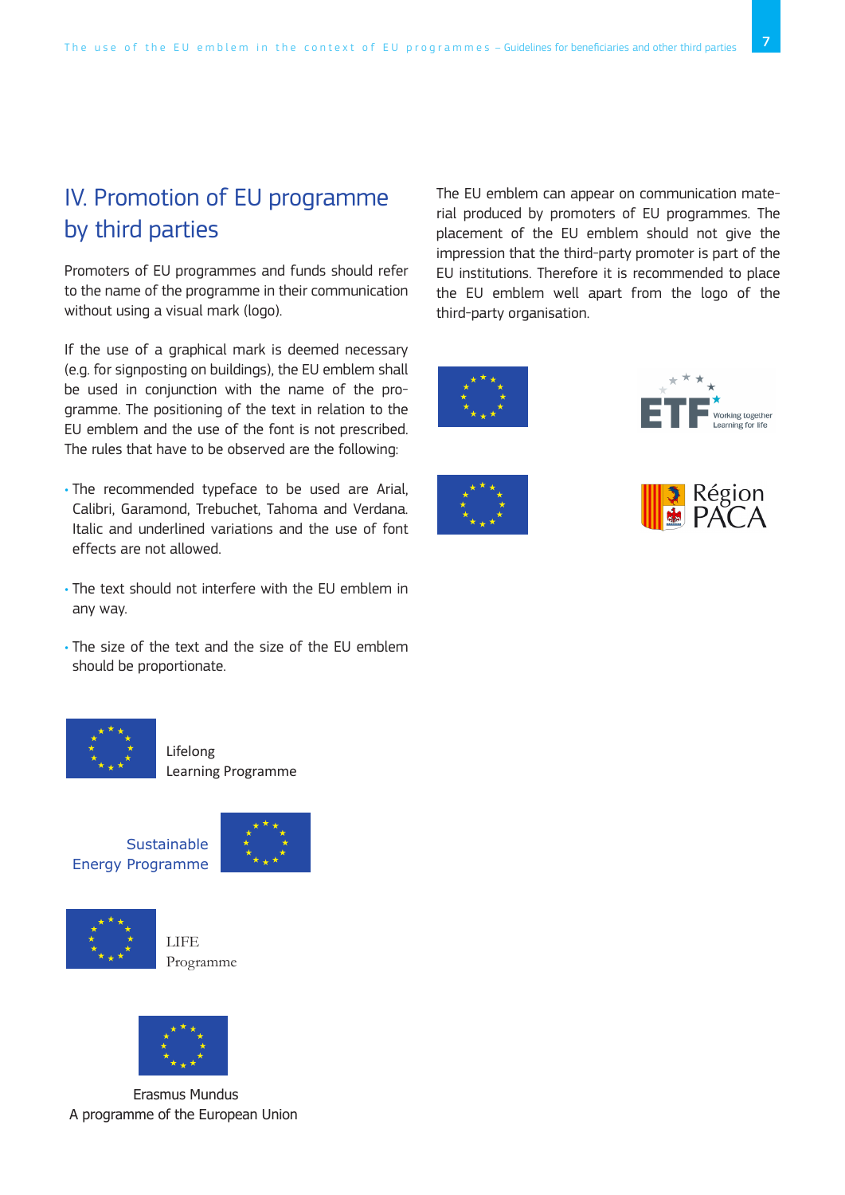# IV. Promotion of EU programme by third parties

Promoters of EU programmes and funds should refer to the name of the programme in their communication without using a visual mark (logo).

If the use of a graphical mark is deemed necessary (e.g. for signposting on buildings), the EU emblem shall be used in conjunction with the name of the programme. The positioning of the text in relation to the EU emblem and the use of the font is not prescribed. The rules that have to be observed are the following:

- The recommended typeface to be used are Arial, Calibri, Garamond, Trebuchet, Tahoma and Verdana. Italic and underlined variations and the use of font effects are not allowed.
- The text should not interfere with the EU emblem in any way.
- The size of the text and the size of the EU emblem should be proportionate.

Lifelong
Learning Programme

Sustainable
Energy Programme

LIFE
Programme

Erasmus Mundus
A programme of the European Union

The EU emblem can appear on communication material produced by promoters of EU programmes. The placement of the EU emblem should not give the impression that the third-party promoter is part of the EU institutions. Therefore it is recommended to place the EU emblem well apart from the logo of the third-party organisation.

ETF Working together Learning for life

Région PACA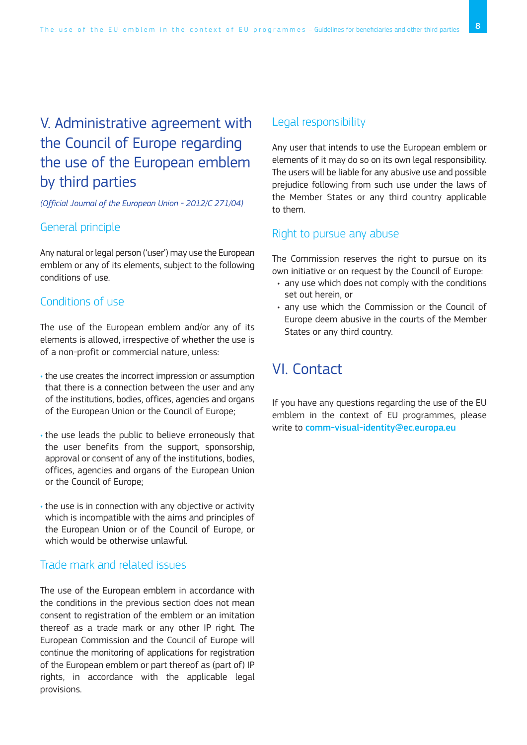## V. Administrative agreement with the Council of Europe regarding the use of the European emblem by third parties

*(Official Journal of the European Union - 2012/C 271/04)*

### General principle

Any natural or legal person ('user') may use the European emblem or any of its elements, subject to the following conditions of use.

### Conditions of use

The use of the European emblem and/or any of its elements is allowed, irrespective of whether the use is of a non-profit or commercial nature, unless:

- the use creates the incorrect impression or assumption that there is a connection between the user and any of the institutions, bodies, offices, agencies and organs of the European Union or the Council of Europe;
- the use leads the public to believe erroneously that the user benefits from the support, sponsorship, approval or consent of any of the institutions, bodies, offices, agencies and organs of the European Union or the Council of Europe;
- the use is in connection with any objective or activity which is incompatible with the aims and principles of the European Union or of the Council of Europe, or which would be otherwise unlawful.

### Trade mark and related issues

The use of the European emblem in accordance with the conditions in the previous section does not mean consent to registration of the emblem or an imitation thereof as a trade mark or any other IP right. The European Commission and the Council of Europe will continue the monitoring of applications for registration of the European emblem or part thereof as (part of) IP rights, in accordance with the applicable legal provisions.

### Legal responsibility

Any user that intends to use the European emblem or elements of it may do so on its own legal responsibility. The users will be liable for any abusive use and possible prejudice following from such use under the laws of the Member States or any third country applicable to them.

### Right to pursue any abuse

The Commission reserves the right to pursue on its own initiative or on request by the Council of Europe:

- any use which does not comply with the conditions set out herein, or
- any use which the Commission or the Council of Europe deem abusive in the courts of the Member States or any third country.

## VI. Contact

If you have any questions regarding the use of the EU emblem in the context of EU programmes, please write to **comm-visual-identity@ec.europa.eu**